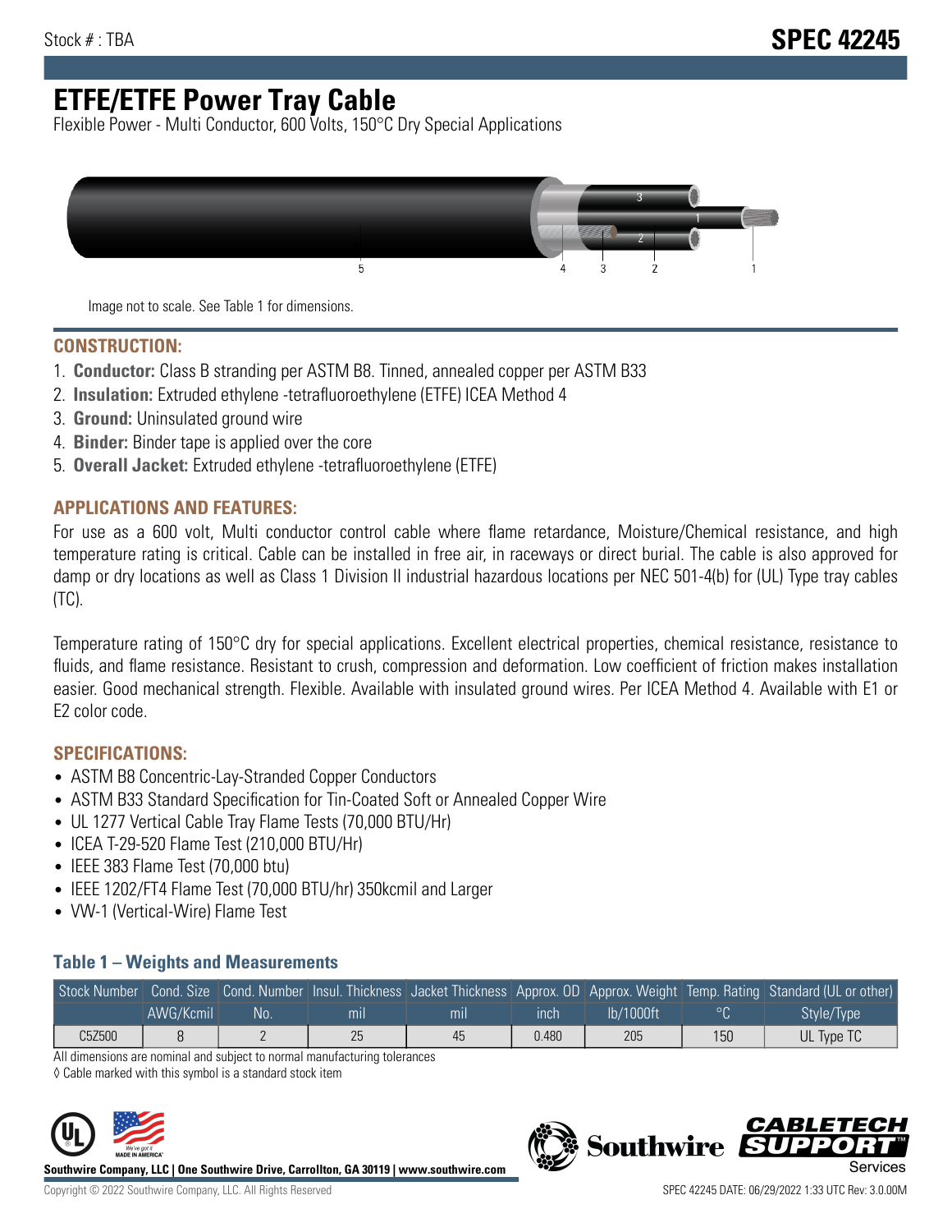Stock # : TBA

# SPEC 42245

# ETFE/ETFE Power Tray Cable

Flexible Power - Multi Conductor, 600 Volts, 150°C Dry Special Applications

Image not to scale. See Table 1 for dimensions.

## CONSTRUCTION:

1. **Conductor:** Class B stranding per ASTM B8. Tinned, annealed copper per ASTM B33
2. **Insulation:** Extruded ethylene -tetrafluoroethylene (ETFE) ICEA Method 4
3. **Ground:** Uninsulated ground wire
4. **Binder:** Binder tape is applied over the core
5. **Overall Jacket:** Extruded ethylene -tetrafluoroethylene (ETFE)

## APPLICATIONS AND FEATURES:

For use as a 600 volt, Multi conductor control cable where flame retardance, Moisture/Chemical resistance, and high temperature rating is critical. Cable can be installed in free air, in raceways or direct burial. The cable is also approved for damp or dry locations as well as Class 1 Division II industrial hazardous locations per NEC 501-4(b) for (UL) Type tray cables (TC).

Temperature rating of 150°C dry for special applications. Excellent electrical properties, chemical resistance, resistance to fluids, and flame resistance. Resistant to crush, compression and deformation. Low coefficient of friction makes installation easier. Good mechanical strength. Flexible. Available with insulated ground wires. Per ICEA Method 4. Available with E1 or E2 color code.

## SPECIFICATIONS:

- ASTM B8 Concentric-Lay-Stranded Copper Conductors
- ASTM B33 Standard Specification for Tin-Coated Soft or Annealed Copper Wire
- UL 1277 Vertical Cable Tray Flame Tests (70,000 BTU/Hr)
- ICEA T-29-520 Flame Test (210,000 BTU/Hr)
- IEEE 383 Flame Test (70,000 btu)
- IEEE 1202/FT4 Flame Test (70,000 BTU/hr) 350kcmil and Larger
- VW-1 (Vertical-Wire) Flame Test

### Table 1 – Weights and Measurements

| Stock Number | Cond. Size | Cond. Number | Insul. Thickness | Jacket Thickness | Approx. OD | Approx. Weight | Temp. Rating | Standard (UL or other) |
|---|---|---|---|---|---|---|---|---|
| | AWG/Kcmil | No. | mil | mil | inch | lb/1000ft | °C | Style/Type |
| C5Z500 | 8 | 2 | 25 | 45 | 0.480 | 205 | 150 | UL Type TC |

All dimensions are nominal and subject to normal manufacturing tolerances

◊ Cable marked with this symbol is a standard stock item

**Southwire Company, LLC | One Southwire Drive, Carrollton, GA 30119 | www.southwire.com**

Copyright © 2022 Southwire Company, LLC. All Rights Reserved

SPEC 42245 DATE: 06/29/2022 1:33 UTC Rev: 3.0.00M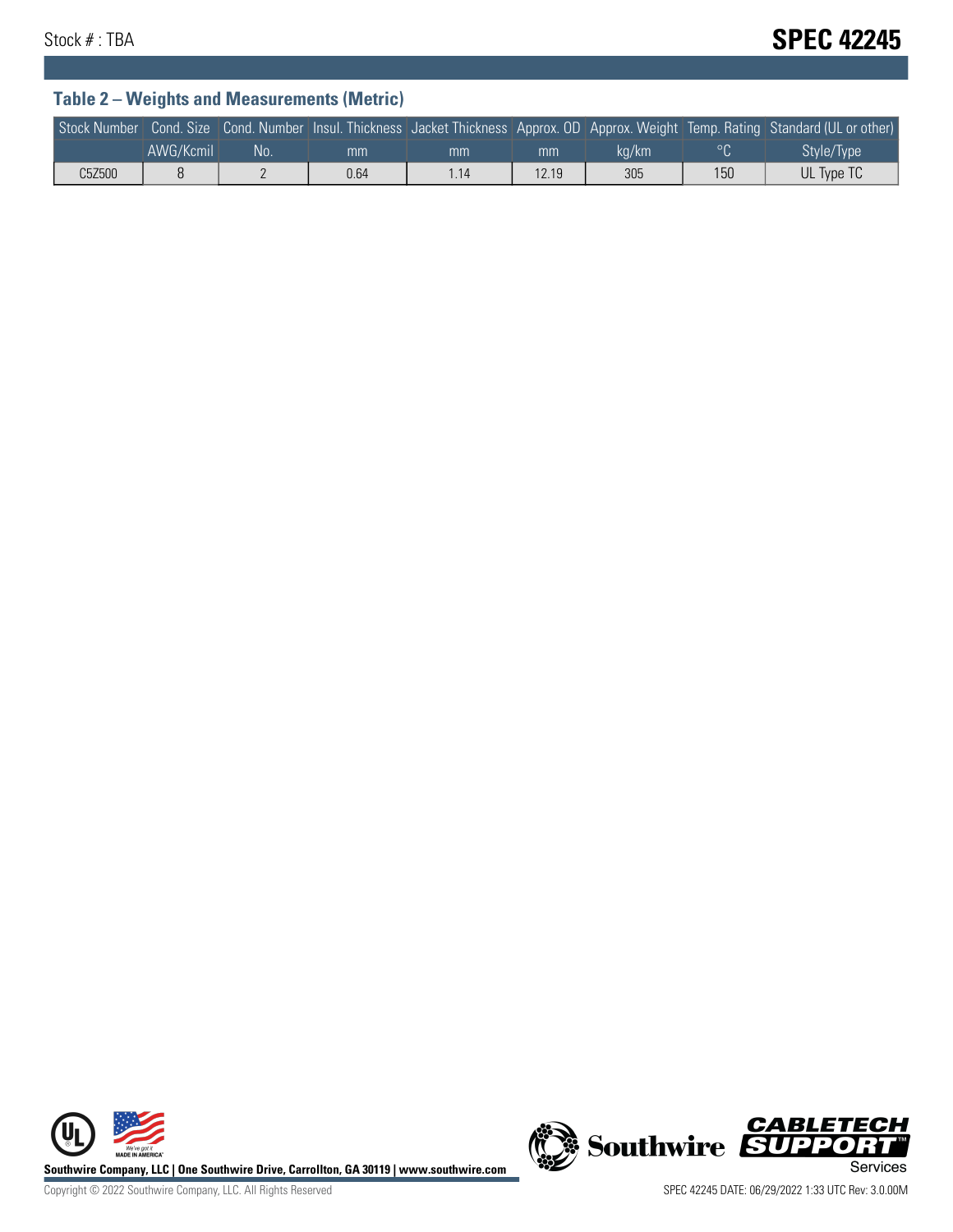### Table 2 – Weights and Measurements (Metric)

| Stock Number | Cond. Size | Cond. Number | Insul. Thickness | Jacket Thickness | Approx. OD | Approx. Weight | Temp. Rating | Standard (UL or other) |
|---|---|---|---|---|---|---|---|---|
| | AWG/Kcmil | No. | mm | mm | mm | kg/km | °C | Style/Type |
| C5Z500 | 8 | 2 | 0.64 | 1.14 | 12.19 | 305 | 150 | UL Type TC |

**Southwire Company, LLC | One Southwire Drive, Carrollton, GA 30119 | www.southwire.com**

Copyright © 2022 Southwire Company, LLC. All Rights Reserved

SPEC 42245 DATE: 06/29/2022 1:33 UTC Rev: 3.0.00M